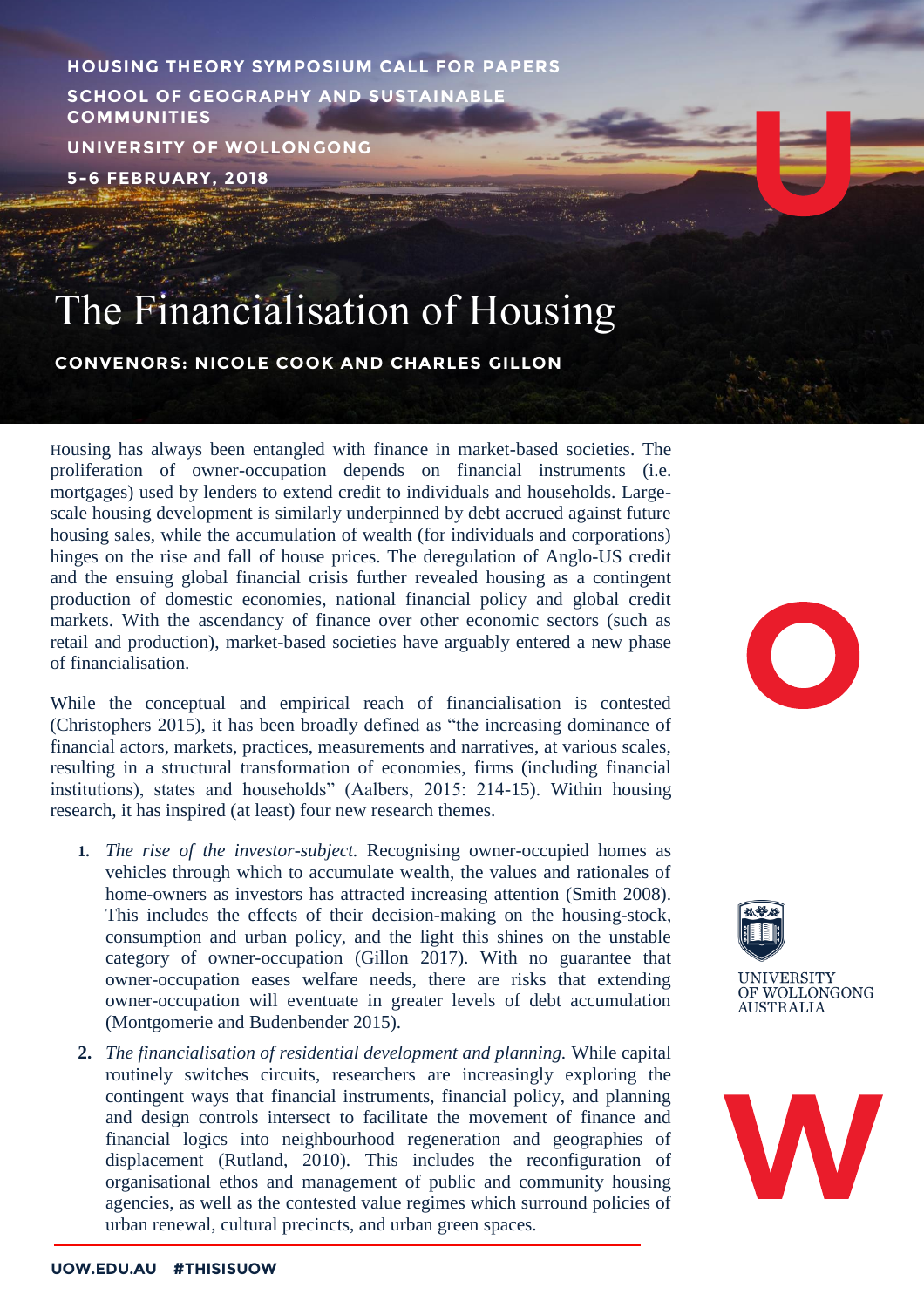**HOUSING THEORY SYMPOSIUM CALL FOR PAPERS**

**SCHOOL OF GEOGRAPHY AND SUSTAINABLE COMMUNITIES**

**UNIVERSITY OF WOLLONGONG**

**5-6 FEBRUARY, 2018**

# The Financialisation of Housing

**CONVENORS: NICOLE COOK AND CHARLES GILLON**

Housing has always been entangled with finance in market-based societies. The proliferation of owner-occupation depends on financial instruments (i.e. mortgages) used by lenders to extend credit to individuals and households. Large-scale housing development is similarly underpinned by debt accrued against future housing sales, while the accumulation of wealth (for individuals and corporations) hinges on the rise and fall of house prices. The deregulation of Anglo-US credit and the ensuing global financial crisis further revealed housing as a contingent production of domestic economies, national financial policy and global credit markets. With the ascendancy of finance over other economic sectors (such as retail and production), market-based societies have arguably entered a new phase of financialisation.

While the conceptual and empirical reach of financialisation is contested (Christophers 2015), it has been broadly defined as "the increasing dominance of financial actors, markets, practices, measurements and narratives, at various scales, resulting in a structural transformation of economies, firms (including financial institutions), states and households" (Aalbers, 2015: 214-15). Within housing research, it has inspired (at least) four new research themes.

1. *The rise of the investor-subject.* Recognising owner-occupied homes as vehicles through which to accumulate wealth, the values and rationales of home-owners as investors has attracted increasing attention (Smith 2008). This includes the effects of their decision-making on the housing-stock, consumption and urban policy, and the light this shines on the unstable category of owner-occupation (Gillon 2017). With no guarantee that owner-occupation eases welfare needs, there are risks that extending owner-occupation will eventuate in greater levels of debt accumulation (Montgomerie and Budenbender 2015).
2. *The financialisation of residential development and planning.* While capital routinely switches circuits, researchers are increasingly exploring the contingent ways that financial instruments, financial policy, and planning and design controls intersect to facilitate the movement of finance and financial logics into neighbourhood regeneration and geographies of displacement (Rutland, 2010). This includes the reconfiguration of organisational ethos and management of public and community housing agencies, as well as the contested value regimes which surround policies of urban renewal, cultural precincts, and urban green spaces.

UNIVERSITY OF WOLLONGONG AUSTRALIA

UOW.EDU.AU #THISISUOW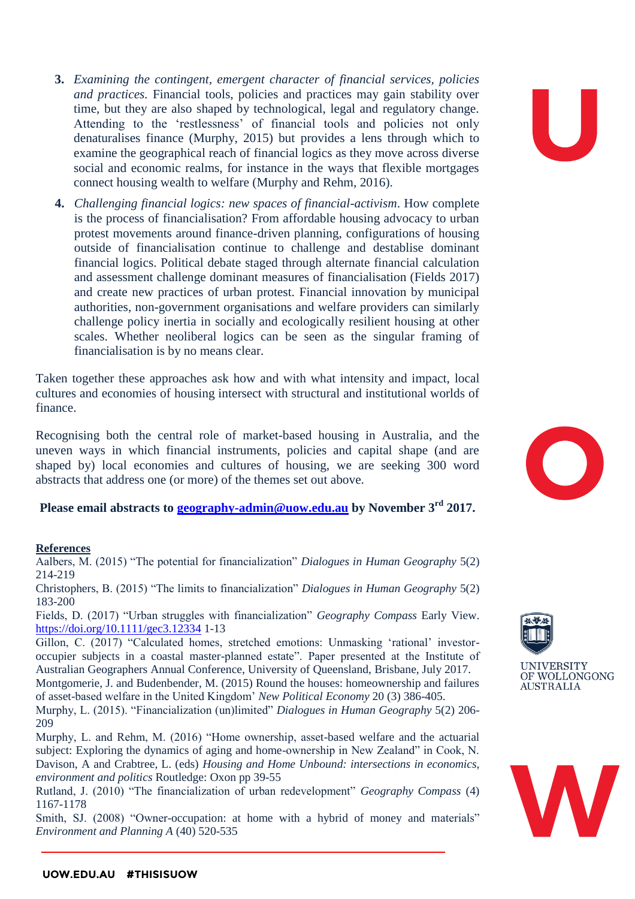3. *Examining the contingent, emergent character of financial services, policies and practices.* Financial tools, policies and practices may gain stability over time, but they are also shaped by technological, legal and regulatory change. Attending to the 'restlessness' of financial tools and policies not only denaturalises finance (Murphy, 2015) but provides a lens through which to examine the geographical reach of financial logics as they move across diverse social and economic realms, for instance in the ways that flexible mortgages connect housing wealth to welfare (Murphy and Rehm, 2016).

4. *Challenging financial logics: new spaces of financial-activism*. How complete is the process of financialisation? From affordable housing advocacy to urban protest movements around finance-driven planning, configurations of housing outside of financialisation continue to challenge and destablise dominant financial logics. Political debate staged through alternate financial calculation and assessment challenge dominant measures of financialisation (Fields 2017) and create new practices of urban protest. Financial innovation by municipal authorities, non-government organisations and welfare providers can similarly challenge policy inertia in socially and ecologically resilient housing at other scales. Whether neoliberal logics can be seen as the singular framing of financialisation is by no means clear.

Taken together these approaches ask how and with what intensity and impact, local cultures and economies of housing intersect with structural and institutional worlds of finance.

Recognising both the central role of market-based housing in Australia, and the uneven ways in which financial instruments, policies and capital shape (and are shaped by) local economies and cultures of housing, we are seeking 300 word abstracts that address one (or more) of the themes set out above.

**Please email abstracts to geography-admin@uow.edu.au by November 3rd 2017.**

**References**

Aalbers, M. (2015) "The potential for financialization" *Dialogues in Human Geography* 5(2) 214-219

Christophers, B. (2015) "The limits to financialization" *Dialogues in Human Geography* 5(2) 183-200

Fields, D. (2017) "Urban struggles with financialization" *Geography Compass* Early View. https://doi.org/10.1111/gec3.12334 1-13

Gillon, C. (2017) "Calculated homes, stretched emotions: Unmasking 'rational' investor-occupier subjects in a coastal master-planned estate". Paper presented at the Institute of Australian Geographers Annual Conference, University of Queensland, Brisbane, July 2017.

Montgomerie, J. and Budenbender, M. (2015) Round the houses: homeownership and failures of asset-based welfare in the United Kingdom' *New Political Economy* 20 (3) 386-405.

Murphy, L. (2015). "Financialization (un)limited" *Dialogues in Human Geography* 5(2) 206-209

Murphy, L. and Rehm, M. (2016) "Home ownership, asset-based welfare and the actuarial subject: Exploring the dynamics of aging and home-ownership in New Zealand" in Cook, N. Davison, A and Crabtree, L. (eds) *Housing and Home Unbound: intersections in economics, environment and politics* Routledge: Oxon pp 39-55

Rutland, J. (2010) "The financialization of urban redevelopment" *Geography Compass* (4) 1167-1178

Smith, SJ. (2008) "Owner-occupation: at home with a hybrid of money and materials" *Environment and Planning A* (40) 520-535